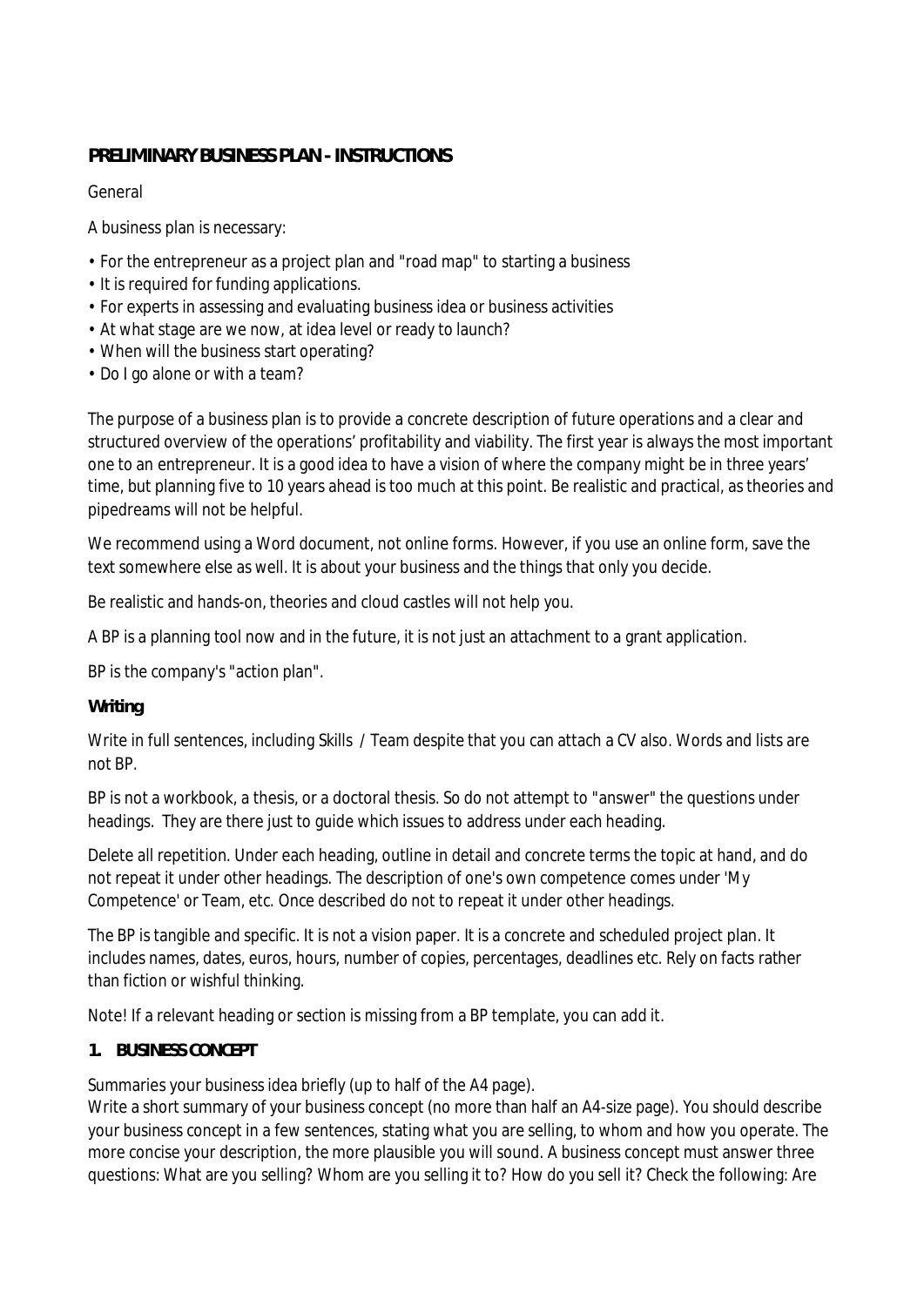**PRELIMINARY BUSINESS PLAN - INSTRUCTIONS**

General

A business plan is necessary:

- For the entrepreneur as a project plan and "road map" to starting a business
- It is required for funding applications.
- For experts in assessing and evaluating business idea or business activities
- At what stage are we now, at idea level or ready to launch?
- When will the business start operating?
- Do I go alone or with a team?

The purpose of a business plan is to provide a concrete description of future operations and a clear and structured overview of the operations' profitability and viability. The first year is always the most important one to an entrepreneur. It is a good idea to have a vision of where the company might be in three years' time, but planning five to 10 years ahead is too much at this point. Be realistic and practical, as theories and pipedreams will not be helpful.

We recommend using a Word document, not online forms. However, if you use an online form, save the text somewhere else as well. It is about your business and the things that only you decide.

Be realistic and hands-on, theories and cloud castles will not help you.

A BP is a planning tool now and in the future, it is not just an attachment to a grant application.

BP is the company's "action plan".

**Writing**

Write in full sentences, including Skills / Team despite that you can attach a CV also. Words and lists are not BP.

BP is not a workbook, a thesis, or a doctoral thesis. So do not attempt to "answer" the questions under headings. They are there just to guide which issues to address under each heading.

Delete all repetition. Under each heading, outline in detail and concrete terms the topic at hand, and do not repeat it under other headings. The description of one's own competence comes under 'My Competence' or Team, etc. Once described do not to repeat it under other headings.

The BP is tangible and specific. It is not a vision paper. It is a concrete and scheduled project plan. It includes names, dates, euros, hours, number of copies, percentages, deadlines etc. Rely on facts rather than fiction or wishful thinking.

Note! If a relevant heading or section is missing from a BP template, you can add it.

**1. BUSINESS CONCEPT**

Summaries your business idea briefly (up to half of the A4 page).
Write a short summary of your business concept (no more than half an A4-size page). You should describe your business concept in a few sentences, stating what you are selling, to whom and how you operate. The more concise your description, the more plausible you will sound. A business concept must answer three questions: What are you selling? Whom are you selling it to? How do you sell it? Check the following: Are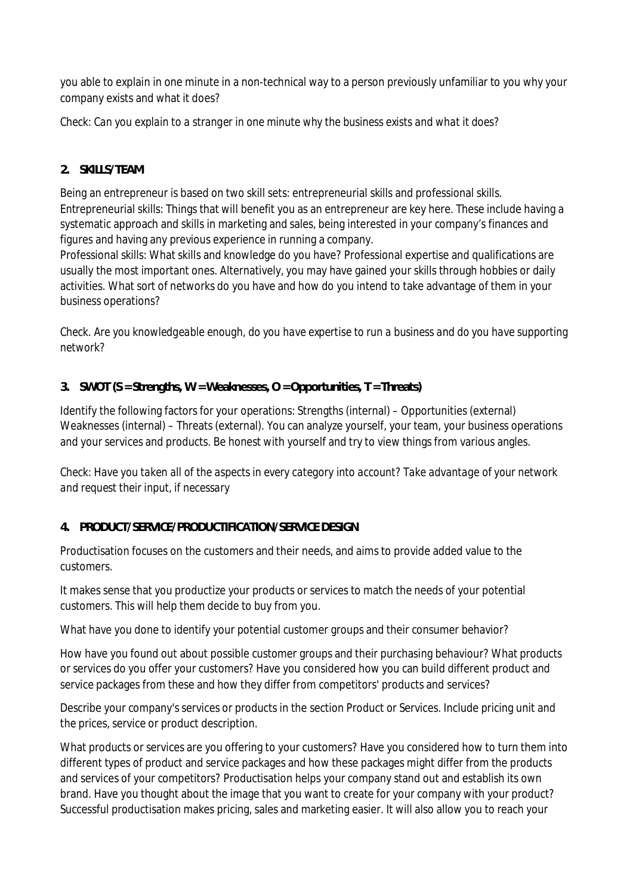you able to explain in one minute in a non-technical way to a person previously unfamiliar to you why your company exists and what it does?

*Check: Can you explain to a stranger in one minute why the business exists and what it does?*

## 2. SKILLS/TEAM

Being an entrepreneur is based on two skill sets: entrepreneurial skills and professional skills.
Entrepreneurial skills: Things that will benefit you as an entrepreneur are key here. These include having a systematic approach and skills in marketing and sales, being interested in your company's finances and figures and having any previous experience in running a company.
Professional skills: What skills and knowledge do you have? Professional expertise and qualifications are usually the most important ones. Alternatively, you may have gained your skills through hobbies or daily activities. What sort of networks do you have and how do you intend to take advantage of them in your business operations?

*Check. Are you knowledgeable enough, do you have expertise to run a business and do you have supporting network?*

## 3. SWOT (S = Strengths, W = Weaknesses, O = Opportunities, T = Threats)

Identify the following factors for your operations: Strengths (internal) – Opportunities (external) Weaknesses (internal) – Threats (external). You can analyze yourself, your team, your business operations and your services and products. Be honest with yourself and try to view things from various angles.

*Check: Have you taken all of the aspects in every category into account? Take advantage of your network and request their input, if necessary*

## 4. PRODUCT/SERVICE/PRODUCTIFICATION/SERVICE DESIGN

Productisation focuses on the customers and their needs, and aims to provide added value to the customers.

It makes sense that you productize your products or services to match the needs of your potential customers. This will help them decide to buy from you.

What have you done to identify your potential customer groups and their consumer behavior?

How have you found out about possible customer groups and their purchasing behaviour? What products or services do you offer your customers? Have you considered how you can build different product and service packages from these and how they differ from competitors' products and services?

Describe your company's services or products in the section Product or Services. Include pricing unit and the prices, service or product description.

What products or services are you offering to your customers? Have you considered how to turn them into different types of product and service packages and how these packages might differ from the products and services of your competitors? Productisation helps your company stand out and establish its own brand. Have you thought about the image that you want to create for your company with your product? Successful productisation makes pricing, sales and marketing easier. It will also allow you to reach your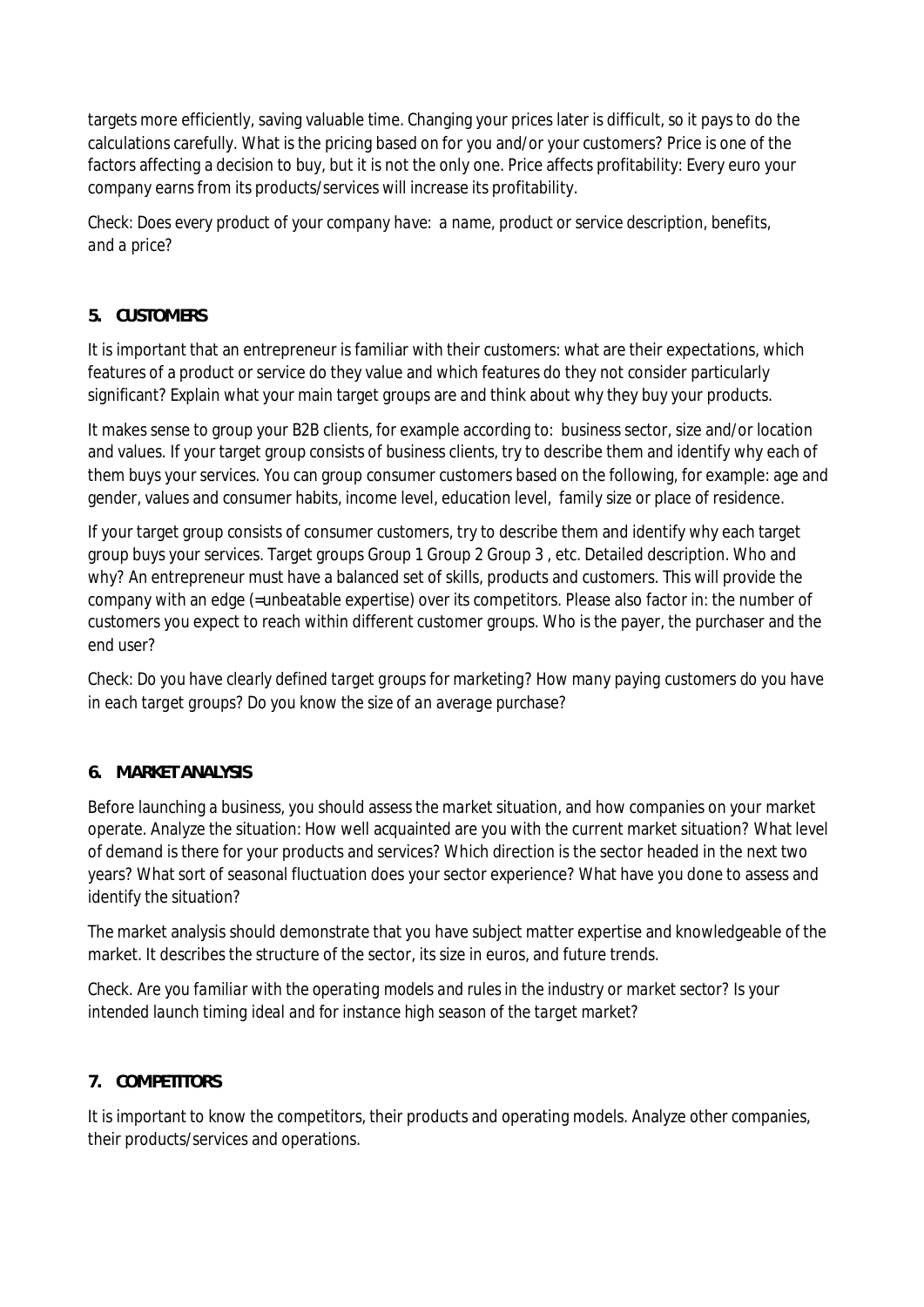targets more efficiently, saving valuable time. Changing your prices later is difficult, so it pays to do the calculations carefully. What is the pricing based on for you and/or your customers? Price is one of the factors affecting a decision to buy, but it is not the only one. Price affects profitability: Every euro your company earns from its products/services will increase its profitability.

*Check: Does every product of your company have: a name, product or service description, benefits, and a price?*

## 5. CUSTOMERS

It is important that an entrepreneur is familiar with their customers: what are their expectations, which features of a product or service do they value and which features do they not consider particularly significant? Explain what your main target groups are and think about why they buy your products.

It makes sense to group your B2B clients, for example according to: business sector, size and/or location and values. If your target group consists of business clients, try to describe them and identify why each of them buys your services. You can group consumer customers based on the following, for example: age and gender, values and consumer habits, income level, education level, family size or place of residence.

If your target group consists of consumer customers, try to describe them and identify why each target group buys your services. Target groups Group 1 Group 2 Group 3 , etc. Detailed description. Who and why? An entrepreneur must have a balanced set of skills, products and customers. This will provide the company with an edge (=unbeatable expertise) over its competitors. Please also factor in: the number of customers you expect to reach within different customer groups. Who is the payer, the purchaser and the end user?

*Check: Do you have clearly defined target groups for marketing? How many paying customers do you have in each target groups? Do you know the size of an average purchase?*

## 6. MARKET ANALYSIS

Before launching a business, you should assess the market situation, and how companies on your market operate. Analyze the situation: How well acquainted are you with the current market situation? What level of demand is there for your products and services? Which direction is the sector headed in the next two years? What sort of seasonal fluctuation does your sector experience? What have you done to assess and identify the situation?

The market analysis should demonstrate that you have subject matter expertise and knowledgeable of the market. It describes the structure of the sector, its size in euros, and future trends.

*Check. Are you familiar with the operating models and rules in the industry or market sector? Is your intended launch timing ideal and for instance high season of the target market?*

## 7. COMPETITORS

It is important to know the competitors, their products and operating models. Analyze other companies, their products/services and operations.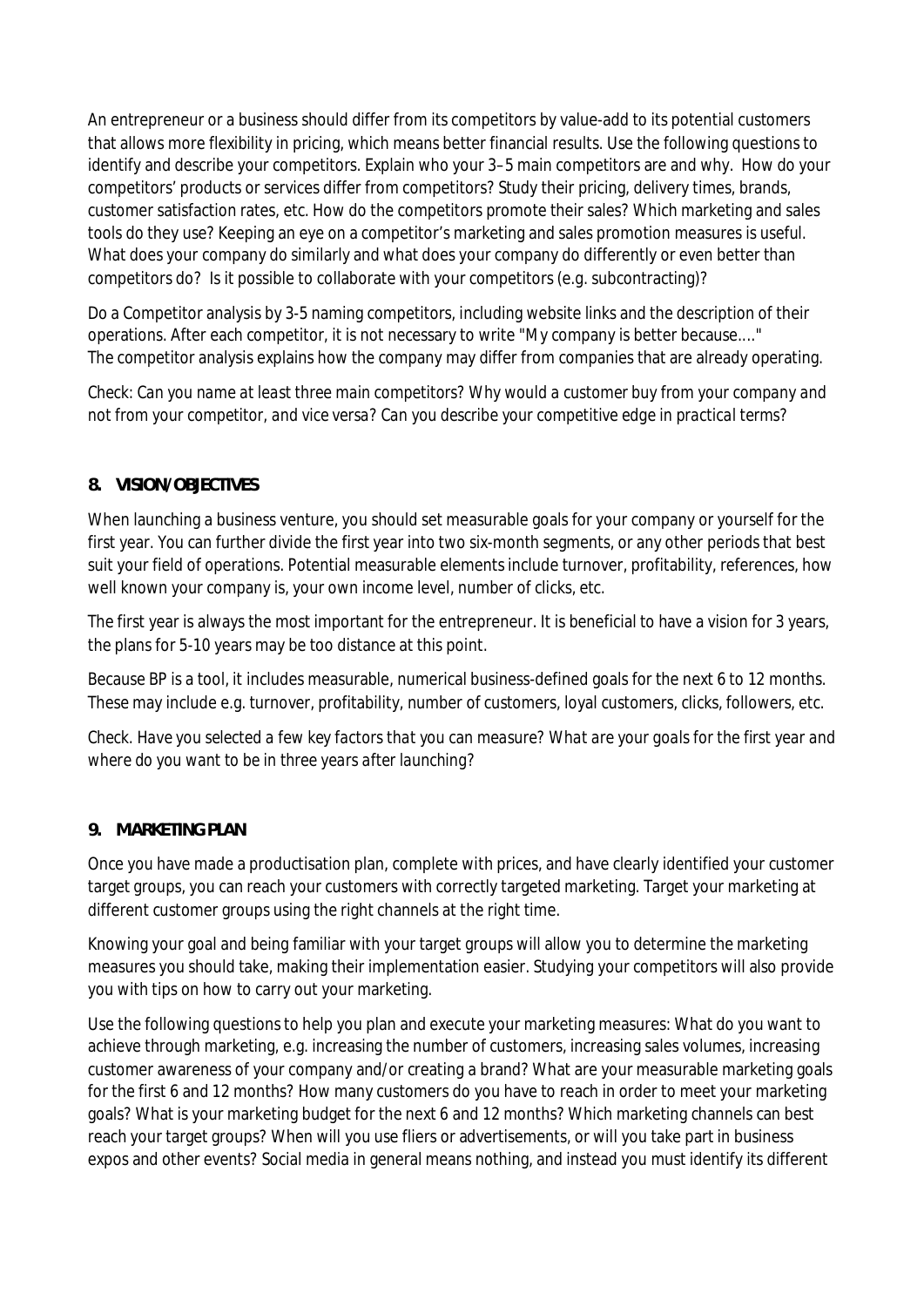An entrepreneur or a business should differ from its competitors by value-add to its potential customers that allows more flexibility in pricing, which means better financial results. Use the following questions to identify and describe your competitors. Explain who your 3–5 main competitors are and why. How do your competitors' products or services differ from competitors? Study their pricing, delivery times, brands, customer satisfaction rates, etc. How do the competitors promote their sales? Which marketing and sales tools do they use? Keeping an eye on a competitor's marketing and sales promotion measures is useful. What does your company do similarly and what does your company do differently or even better than competitors do? Is it possible to collaborate with your competitors (e.g. subcontracting)?

Do a Competitor analysis by 3-5 naming competitors, including website links and the description of their operations. After each competitor, it is not necessary to write "My company is better because...." The competitor analysis explains how the company may differ from companies that are already operating.

*Check: Can you name at least three main competitors? Why would a customer buy from your company and not from your competitor, and vice versa? Can you describe your competitive edge in practical terms?*

## 8. VISION/OBJECTIVES

When launching a business venture, you should set measurable goals for your company or yourself for the first year. You can further divide the first year into two six-month segments, or any other periods that best suit your field of operations. Potential measurable elements include turnover, profitability, references, how well known your company is, your own income level, number of clicks, etc.

The first year is always the most important for the entrepreneur. It is beneficial to have a vision for 3 years, the plans for 5-10 years may be too distance at this point.

Because BP is a tool, it includes measurable, numerical business-defined goals for the next 6 to 12 months. These may include e.g. turnover, profitability, number of customers, loyal customers, clicks, followers, etc.

*Check. Have you selected a few key factors that you can measure? What are your goals for the first year and where do you want to be in three years after launching?*

## 9. MARKETING PLAN

Once you have made a productisation plan, complete with prices, and have clearly identified your customer target groups, you can reach your customers with correctly targeted marketing. Target your marketing at different customer groups using the right channels at the right time.

Knowing your goal and being familiar with your target groups will allow you to determine the marketing measures you should take, making their implementation easier. Studying your competitors will also provide you with tips on how to carry out your marketing.

Use the following questions to help you plan and execute your marketing measures: What do you want to achieve through marketing, e.g. increasing the number of customers, increasing sales volumes, increasing customer awareness of your company and/or creating a brand? What are your measurable marketing goals for the first 6 and 12 months? How many customers do you have to reach in order to meet your marketing goals? What is your marketing budget for the next 6 and 12 months? Which marketing channels can best reach your target groups? When will you use fliers or advertisements, or will you take part in business expos and other events? Social media in general means nothing, and instead you must identify its different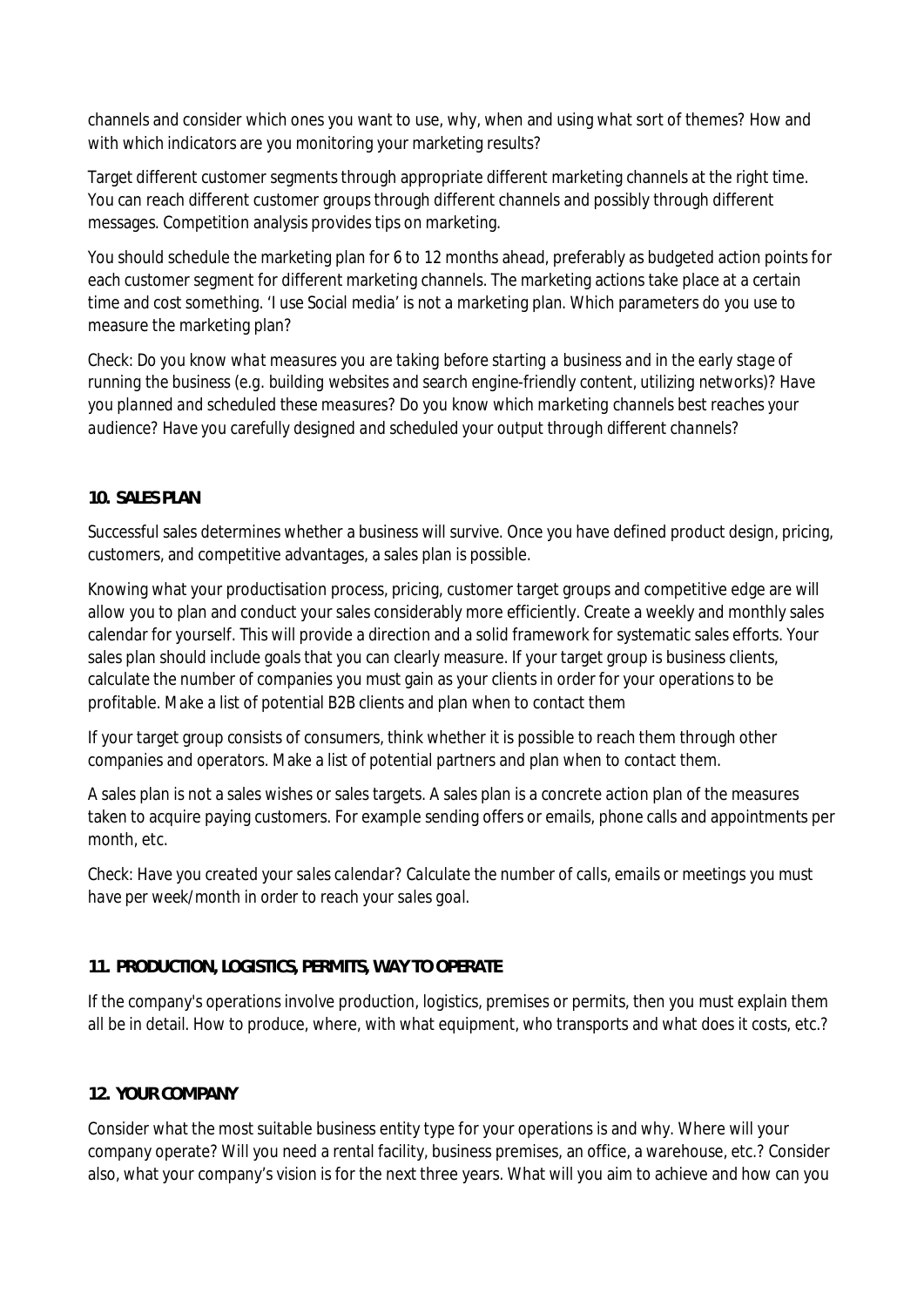channels and consider which ones you want to use, why, when and using what sort of themes? How and with which indicators are you monitoring your marketing results?

Target different customer segments through appropriate different marketing channels at the right time. You can reach different customer groups through different channels and possibly through different messages. Competition analysis provides tips on marketing.

You should schedule the marketing plan for 6 to 12 months ahead, preferably as budgeted action points for each customer segment for different marketing channels. The marketing actions take place at a certain time and cost something. 'I use Social media' is not a marketing plan. Which parameters do you use to measure the marketing plan?

*Check: Do you know what measures you are taking before starting a business and in the early stage of running the business (e.g. building websites and search engine-friendly content, utilizing networks)? Have you planned and scheduled these measures? Do you know which marketing channels best reaches your audience? Have you carefully designed and scheduled your output through different channels?*

**10. SALES PLAN**

Successful sales determines whether a business will survive. Once you have defined product design, pricing, customers, and competitive advantages, a sales plan is possible.

Knowing what your productisation process, pricing, customer target groups and competitive edge are will allow you to plan and conduct your sales considerably more efficiently. Create a weekly and monthly sales calendar for yourself. This will provide a direction and a solid framework for systematic sales efforts. Your sales plan should include goals that you can clearly measure. If your target group is business clients, calculate the number of companies you must gain as your clients in order for your operations to be profitable. Make a list of potential B2B clients and plan when to contact them

If your target group consists of consumers, think whether it is possible to reach them through other companies and operators. Make a list of potential partners and plan when to contact them.

A sales plan is not a sales wishes or sales targets. A sales plan is a concrete action plan of the measures taken to acquire paying customers. For example sending offers or emails, phone calls and appointments per month, etc.

*Check: Have you created your sales calendar? Calculate the number of calls, emails or meetings you must have per week/month in order to reach your sales goal.*

**11. PRODUCTION, LOGISTICS, PERMITS, WAY TO OPERATE**

If the company's operations involve production, logistics, premises or permits, then you must explain them all be in detail. How to produce, where, with what equipment, who transports and what does it costs, etc.?

**12. YOUR COMPANY**

Consider what the most suitable business entity type for your operations is and why. Where will your company operate? Will you need a rental facility, business premises, an office, a warehouse, etc.? Consider also, what your company's vision is for the next three years. What will you aim to achieve and how can you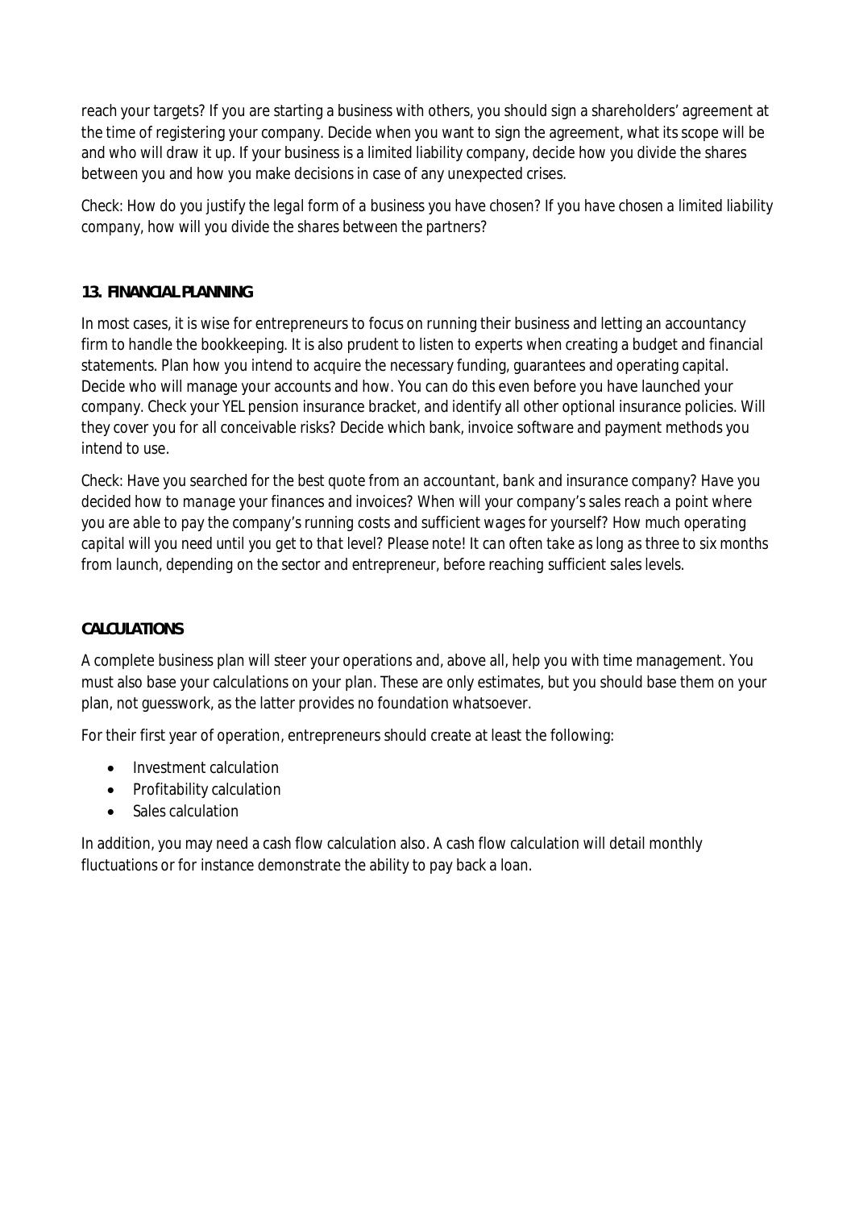reach your targets? If you are starting a business with others, you should sign a shareholders' agreement at the time of registering your company. Decide when you want to sign the agreement, what its scope will be and who will draw it up. If your business is a limited liability company, decide how you divide the shares between you and how you make decisions in case of any unexpected crises.

*Check: How do you justify the legal form of a business you have chosen? If you have chosen a limited liability company, how will you divide the shares between the partners?*

## 13. FINANCIAL PLANNING

In most cases, it is wise for entrepreneurs to focus on running their business and letting an accountancy firm to handle the bookkeeping. It is also prudent to listen to experts when creating a budget and financial statements. Plan how you intend to acquire the necessary funding, guarantees and operating capital. Decide who will manage your accounts and how. You can do this even before you have launched your company. Check your YEL pension insurance bracket, and identify all other optional insurance policies. Will they cover you for all conceivable risks? Decide which bank, invoice software and payment methods you intend to use.

*Check: Have you searched for the best quote from an accountant, bank and insurance company? Have you decided how to manage your finances and invoices? When will your company's sales reach a point where you are able to pay the company's running costs and sufficient wages for yourself? How much operating capital will you need until you get to that level? Please note! It can often take as long as three to six months from launch, depending on the sector and entrepreneur, before reaching sufficient sales levels.*

## CALCULATIONS

A complete business plan will steer your operations and, above all, help you with time management. You must also base your calculations on your plan. These are only estimates, but you should base them on your plan, not guesswork, as the latter provides no foundation whatsoever.

For their first year of operation, entrepreneurs should create at least the following:

- Investment calculation
- Profitability calculation
- Sales calculation

In addition, you may need a cash flow calculation also. A cash flow calculation will detail monthly fluctuations or for instance demonstrate the ability to pay back a loan.